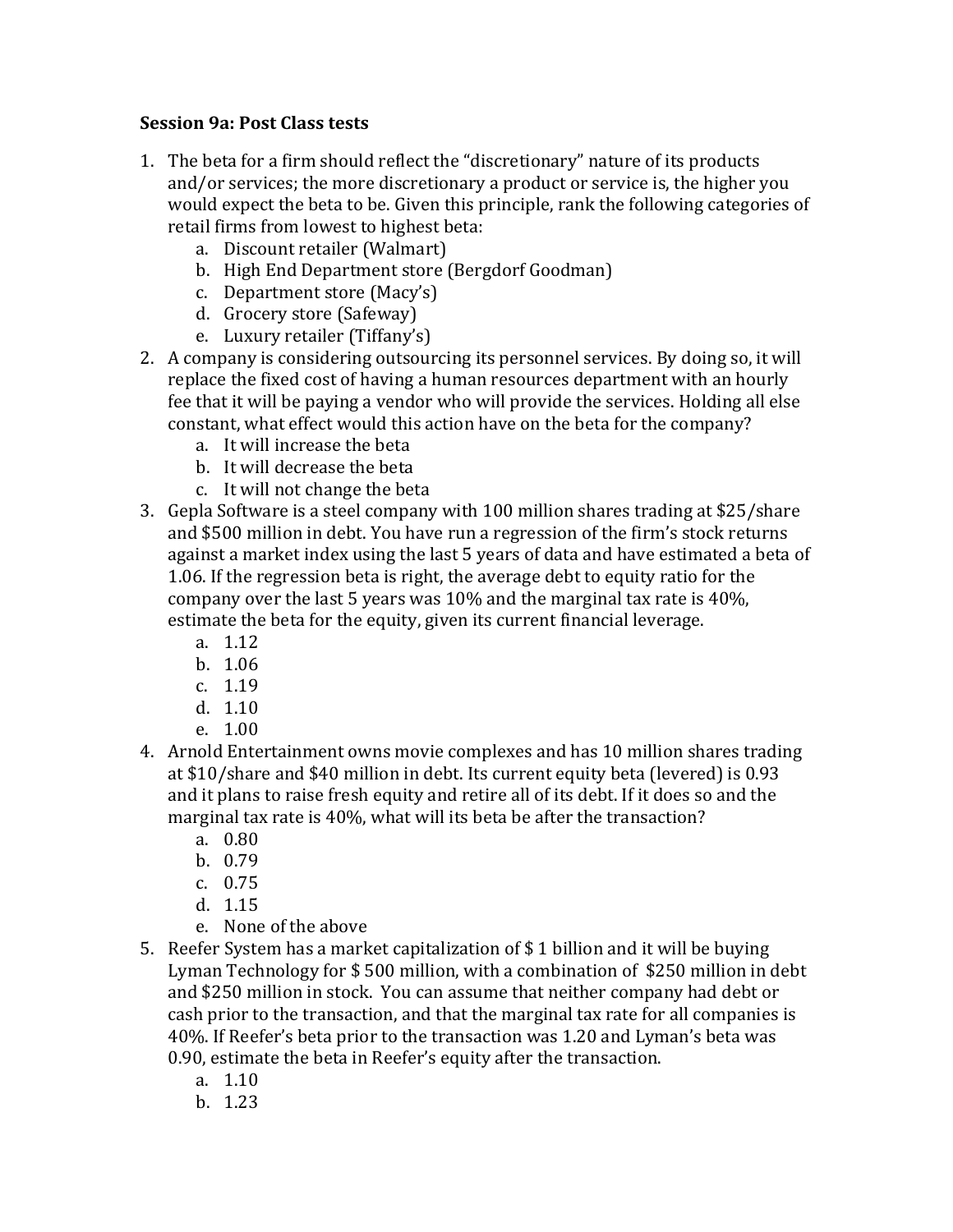**Session 9a: Post Class tests**

1. The beta for a firm should reflect the "discretionary" nature of its products and/or services; the more discretionary a product or service is, the higher you would expect the beta to be. Given this principle, rank the following categories of retail firms from lowest to highest beta:
   a. Discount retailer (Walmart)
   b. High End Department store (Bergdorf Goodman)
   c. Department store (Macy's)
   d. Grocery store (Safeway)
   e. Luxury retailer (Tiffany's)
2. A company is considering outsourcing its personnel services. By doing so, it will replace the fixed cost of having a human resources department with an hourly fee that it will be paying a vendor who will provide the services. Holding all else constant, what effect would this action have on the beta for the company?
   a. It will increase the beta
   b. It will decrease the beta
   c. It will not change the beta
3. Gepla Software is a steel company with 100 million shares trading at $25/share and $500 million in debt. You have run a regression of the firm's stock returns against a market index using the last 5 years of data and have estimated a beta of 1.06. If the regression beta is right, the average debt to equity ratio for the company over the last 5 years was 10% and the marginal tax rate is 40%, estimate the beta for the equity, given its current financial leverage.
   a. 1.12
   b. 1.06
   c. 1.19
   d. 1.10
   e. 1.00
4. Arnold Entertainment owns movie complexes and has 10 million shares trading at $10/share and $40 million in debt. Its current equity beta (levered) is 0.93 and it plans to raise fresh equity and retire all of its debt. If it does so and the marginal tax rate is 40%, what will its beta be after the transaction?
   a. 0.80
   b. 0.79
   c. 0.75
   d. 1.15
   e. None of the above
5. Reefer System has a market capitalization of $ 1 billion and it will be buying Lyman Technology for $ 500 million, with a combination of $250 million in debt and $250 million in stock. You can assume that neither company had debt or cash prior to the transaction, and that the marginal tax rate for all companies is 40%. If Reefer's beta prior to the transaction was 1.20 and Lyman's beta was 0.90, estimate the beta in Reefer's equity after the transaction.
   a. 1.10
   b. 1.23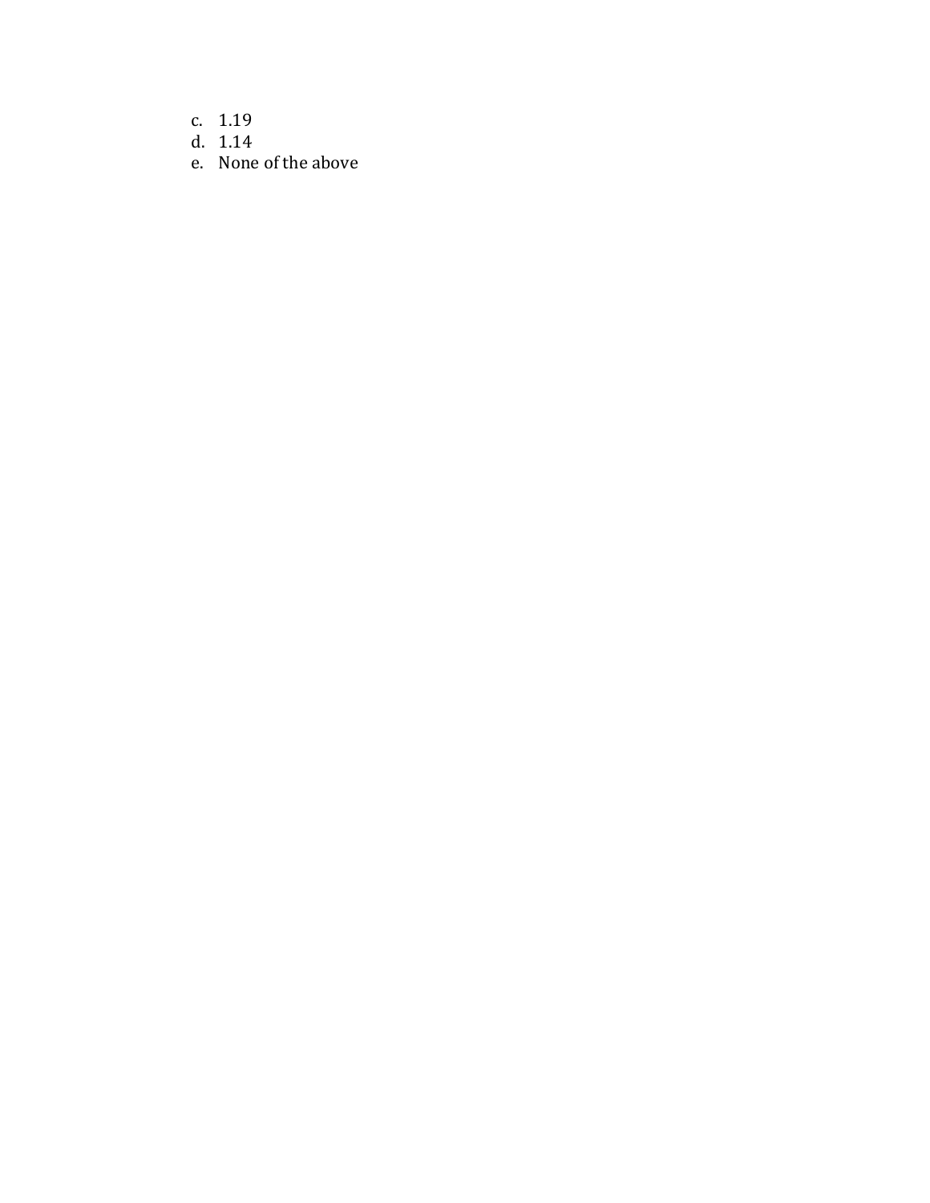c. 1.19
d. 1.14
e. None of the above